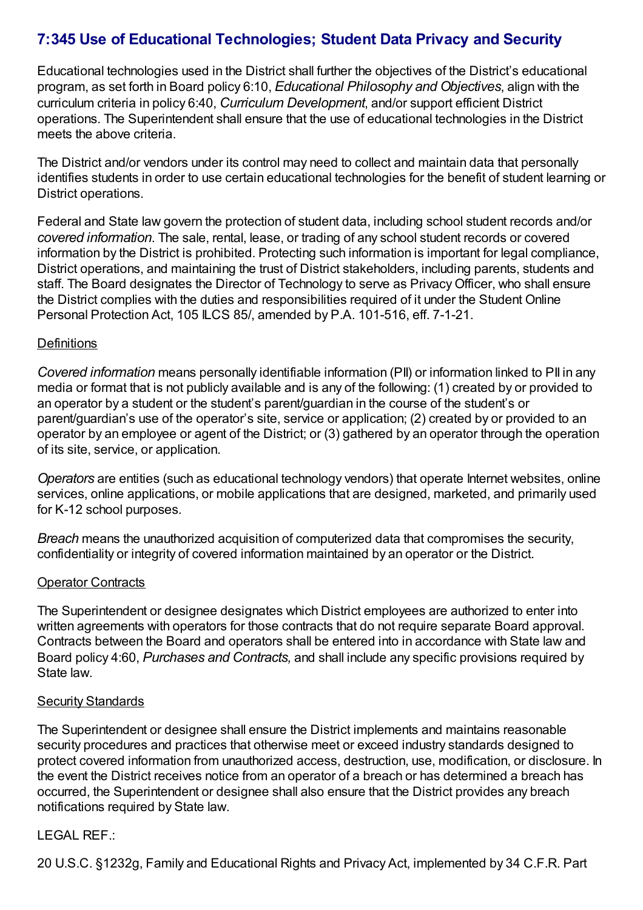# 7:345 Use of Educational Technologies; Student Data Privacy and Security

Educational technologies used in the District shall further the objectives of the District's educational program, as set forth in Board policy 6:10, *Educational Philosophy and Objectives*, align with the curriculum criteria in policy 6:40, *Curriculum Development*, and/or support efficient District operations. The Superintendent shall ensure that the use of educational technologies in the District meets the above criteria.

The District and/or vendors under its control may need to collect and maintain data that personally identifies students in order to use certain educational technologies for the benefit of student learning or District operations.

Federal and State law govern the protection of student data, including school student records and/or *covered information*. The sale, rental, lease, or trading of any school student records or covered information by the District is prohibited. Protecting such information is important for legal compliance, District operations, and maintaining the trust of District stakeholders, including parents, students and staff. The Board designates the Director of Technology to serve as Privacy Officer, who shall ensure the District complies with the duties and responsibilities required of it under the Student Online Personal Protection Act, 105 ILCS 85/, amended by P.A. 101-516, eff. 7-1-21.

## Definitions

*Covered information* means personally identifiable information (PII) or information linked to PII in any media or format that is not publicly available and is any of the following: (1) created by or provided to an operator by a student or the student's parent/guardian in the course of the student's or parent/guardian's use of the operator's site, service or application; (2) created by or provided to an operator by an employee or agent of the District; or (3) gathered by an operator through the operation of its site, service, or application.

*Operators* are entities (such as educational technology vendors) that operate Internet websites, online services, online applications, or mobile applications that are designed, marketed, and primarily used for K-12 school purposes.

*Breach* means the unauthorized acquisition of computerized data that compromises the security, confidentiality or integrity of covered information maintained by an operator or the District.

## Operator Contracts

The Superintendent or designee designates which District employees are authorized to enter into written agreements with operators for those contracts that do not require separate Board approval. Contracts between the Board and operators shall be entered into in accordance with State law and Board policy 4:60, *Purchases and Contracts,* and shall include any specific provisions required by State law.

## Security Standards

The Superintendent or designee shall ensure the District implements and maintains reasonable security procedures and practices that otherwise meet or exceed industry standards designed to protect covered information from unauthorized access, destruction, use, modification, or disclosure. In the event the District receives notice from an operator of a breach or has determined a breach has occurred, the Superintendent or designee shall also ensure that the District provides any breach notifications required by State law.

LEGAL REF.:

20 U.S.C. §1232g, Family and Educational Rights and Privacy Act, implemented by 34 C.F.R. Part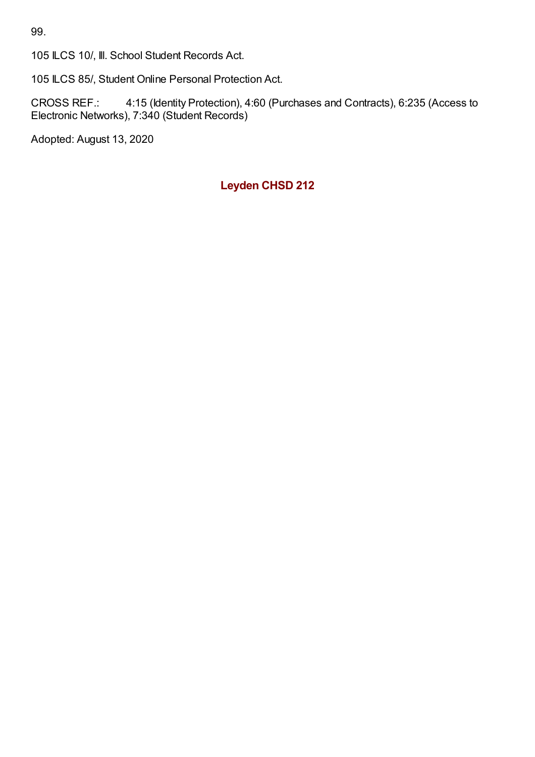99.

105 ILCS 10/, Ill. School Student Records Act.

105 ILCS 85/, Student Online Personal Protection Act.

CROSS REF.: 4:15 (Identity Protection), 4:60 (Purchases and Contracts), 6:235 (Access to Electronic Networks), 7:340 (Student Records)

Adopted: August 13, 2020

**Leyden CHSD 212**